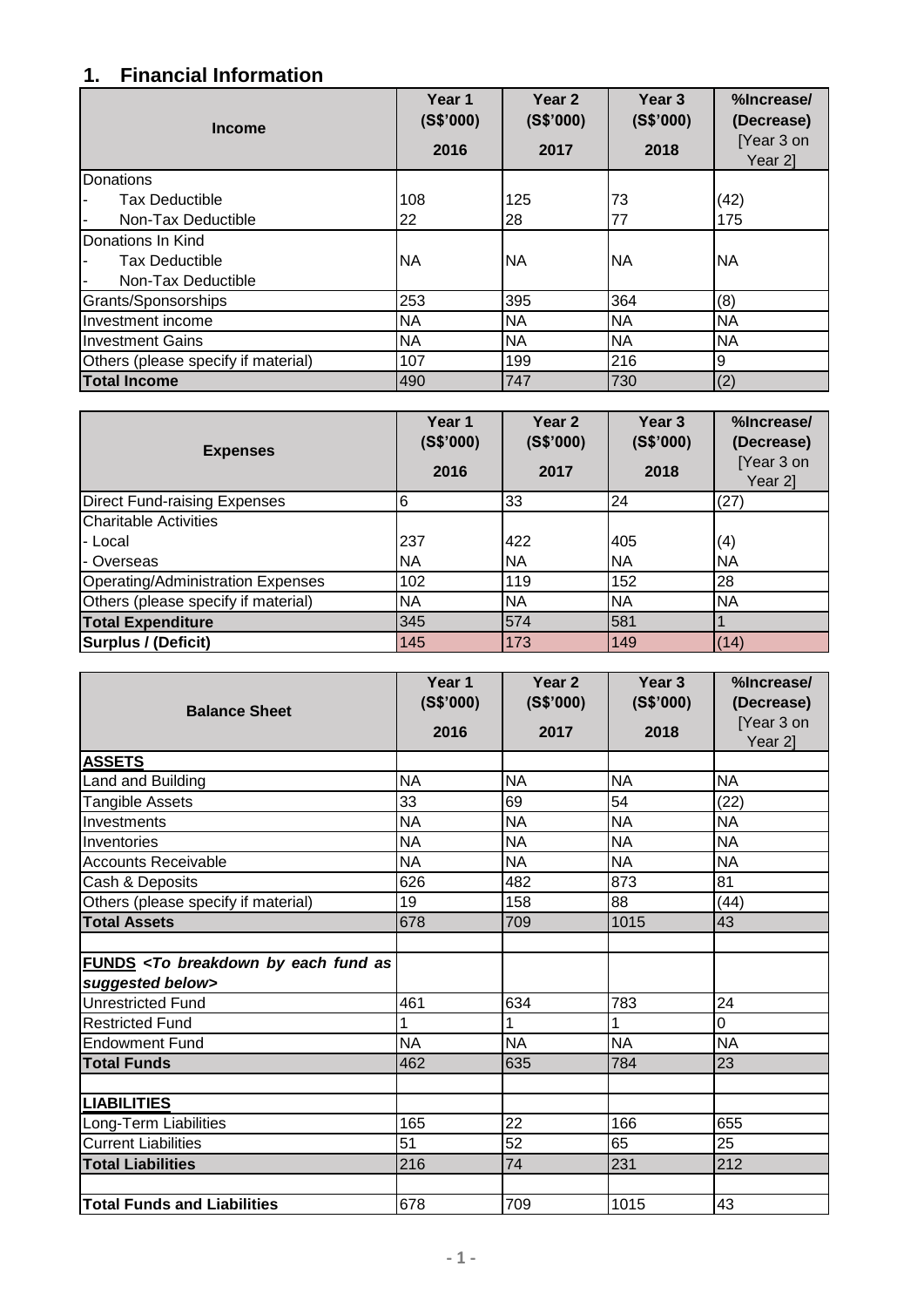## 1. Financial Information

| Income | Year 1 (S$'000) 2016 | Year 2 (S$'000) 2017 | Year 3 (S$'000) 2018 | %Increase/ (Decrease) [Year 3 on Year 2] |
|---|---|---|---|---|
| Donations | | | | |
| - Tax Deductible | 108 | 125 | 73 | (42) |
| - Non-Tax Deductible | 22 | 28 | 77 | 175 |
| Donations In Kind | | | | |
| - Tax Deductible | NA | NA | NA | NA |
| - Non-Tax Deductible | | | | |
| Grants/Sponsorships | 253 | 395 | 364 | (8) |
| Investment income | NA | NA | NA | NA |
| Investment Gains | NA | NA | NA | NA |
| Others (please specify if material) | 107 | 199 | 216 | 9 |
| **Total Income** | 490 | 747 | 730 | (2) |

| Expenses | Year 1 (S$'000) 2016 | Year 2 (S$'000) 2017 | Year 3 (S$'000) 2018 | %Increase/ (Decrease) [Year 3 on Year 2] |
|---|---|---|---|---|
| Direct Fund-raising Expenses | 6 | 33 | 24 | (27) |
| Charitable Activities | | | | |
| - Local | 237 | 422 | 405 | (4) |
| - Overseas | NA | NA | NA | NA |
| Operating/Administration Expenses | 102 | 119 | 152 | 28 |
| Others (please specify if material) | NA | NA | NA | NA |
| **Total Expenditure** | 345 | 574 | 581 | 1 |
| **Surplus / (Deficit)** | 145 | 173 | 149 | (14) |

| Balance Sheet | Year 1 (S$'000) 2016 | Year 2 (S$'000) 2017 | Year 3 (S$'000) 2018 | %Increase/ (Decrease) [Year 3 on Year 2] |
|---|---|---|---|---|
| **ASSETS** | | | | |
| Land and Building | NA | NA | NA | NA |
| Tangible Assets | 33 | 69 | 54 | (22) |
| Investments | NA | NA | NA | NA |
| Inventories | NA | NA | NA | NA |
| Accounts Receivable | NA | NA | NA | NA |
| Cash & Deposits | 626 | 482 | 873 | 81 |
| Others (please specify if material) | 19 | 158 | 88 | (44) |
| **Total Assets** | 678 | 709 | 1015 | 43 |
| | | | | |
| **FUNDS** *<To breakdown by each fund as suggested below>* | | | | |
| Unrestricted Fund | 461 | 634 | 783 | 24 |
| Restricted Fund | 1 | 1 | 1 | 0 |
| Endowment Fund | NA | NA | NA | NA |
| **Total Funds** | 462 | 635 | 784 | 23 |
| | | | | |
| **LIABILITIES** | | | | |
| Long-Term Liabilities | 165 | 22 | 166 | 655 |
| Current Liabilities | 51 | 52 | 65 | 25 |
| **Total Liabilities** | 216 | 74 | 231 | 212 |
| | | | | |
| **Total Funds and Liabilities** | 678 | 709 | 1015 | 43 |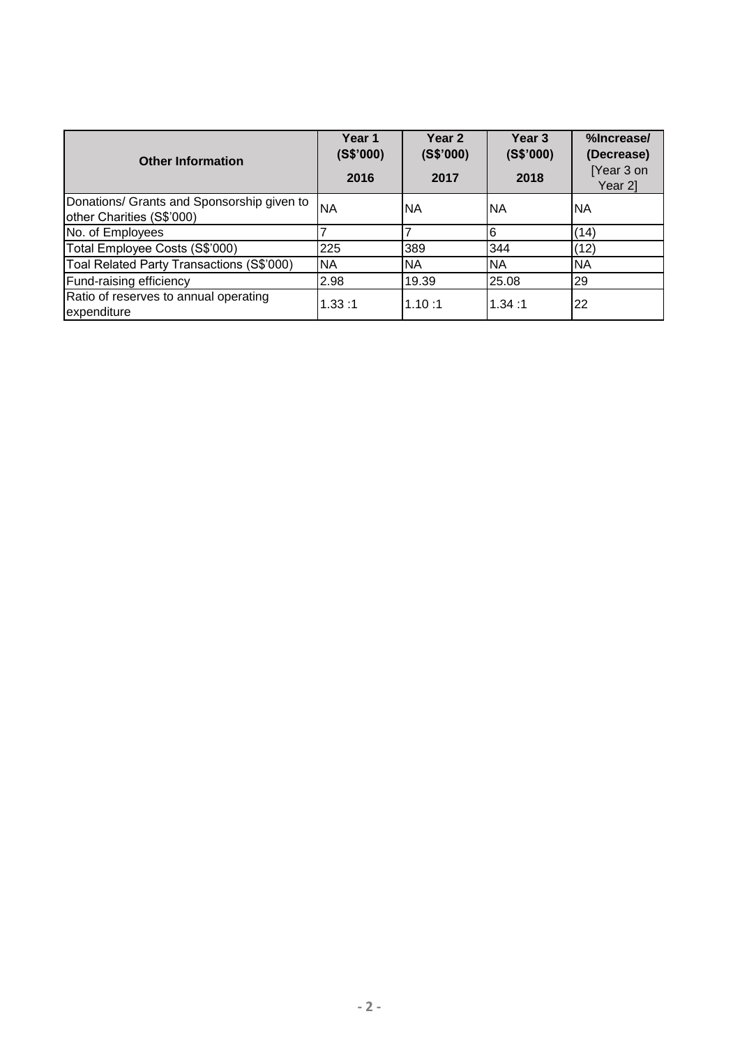| Other Information | Year 1 (S$'000) 2016 | Year 2 (S$'000) 2017 | Year 3 (S$'000) 2018 | %Increase/ (Decrease) [Year 3 on Year 2] |
|---|---|---|---|---|
| Donations/ Grants and Sponsorship given to other Charities (S$'000) | NA | NA | NA | NA |
| No. of Employees | 7 | 7 | 6 | (14) |
| Total Employee Costs (S$'000) | 225 | 389 | 344 | (12) |
| Toal Related Party Transactions (S$'000) | NA | NA | NA | NA |
| Fund-raising efficiency | 2.98 | 19.39 | 25.08 | 29 |
| Ratio of reserves to annual operating expenditure | 1.33 :1 | 1.10 :1 | 1.34 :1 | 22 |